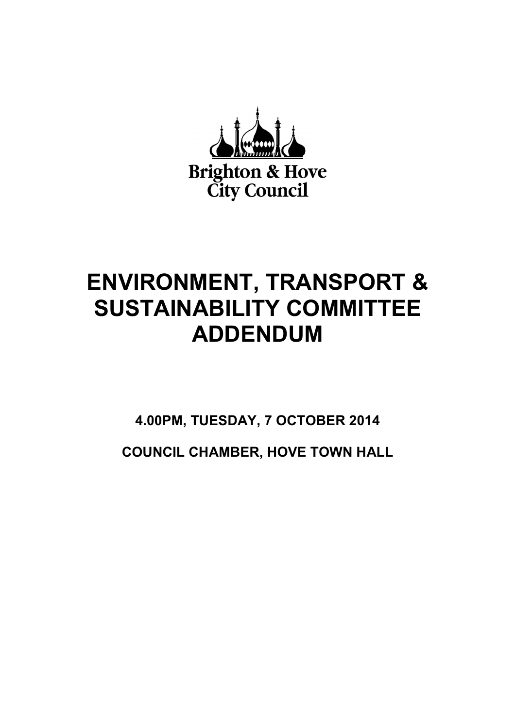Brighton & Hove City Council

# ENVIRONMENT, TRANSPORT & SUSTAINABILITY COMMITTEE ADDENDUM

**4.00PM, TUESDAY, 7 OCTOBER 2014**

**COUNCIL CHAMBER, HOVE TOWN HALL**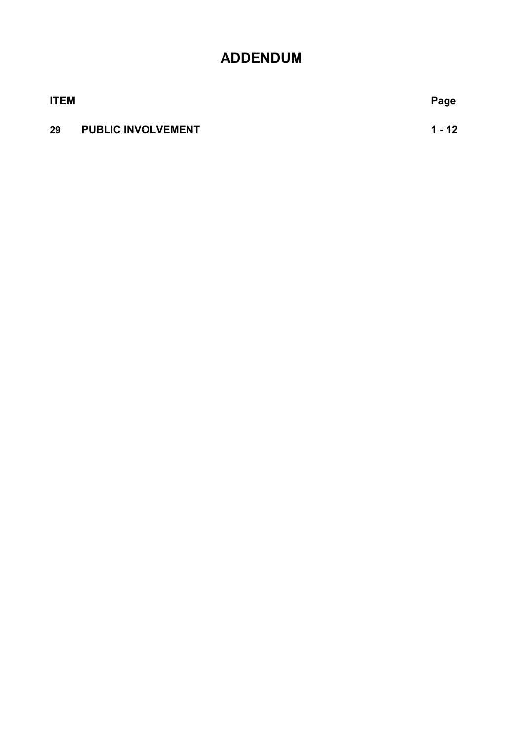# ADDENDUM

| ITEM | | Page |
| --- | --- | --- |
| 29 | PUBLIC INVOLVEMENT | 1 - 12 |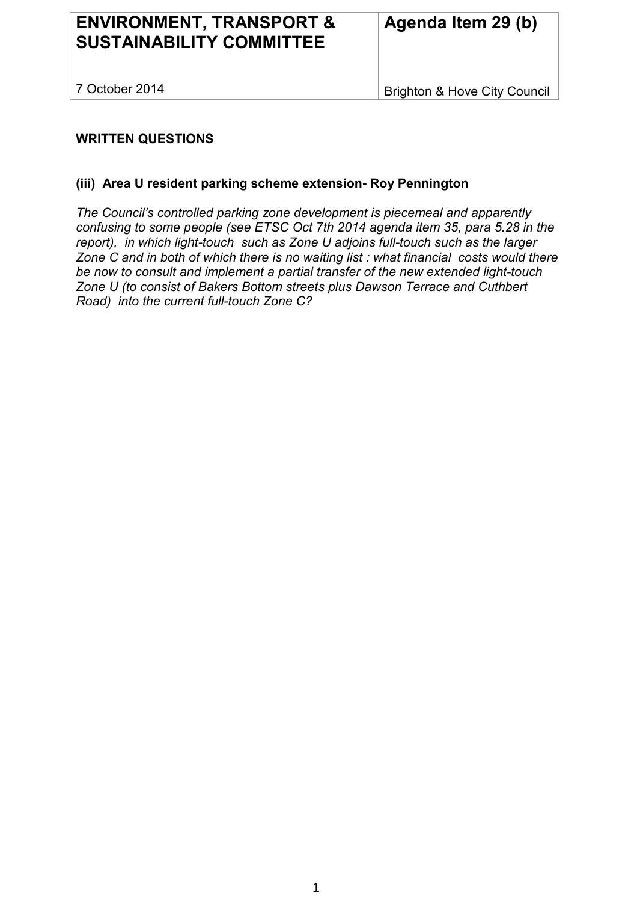| ENVIRONMENT, TRANSPORT & SUSTAINABILITY COMMITTEE | Agenda Item 29 (b) |
| --- | --- |
| 7 October 2014 | Brighton & Hove City Council |

**WRITTEN QUESTIONS**

**(iii) Area U resident parking scheme extension- Roy Pennington**

*The Council's controlled parking zone development is piecemeal and apparently confusing to some people (see ETSC Oct 7th 2014 agenda item 35, para 5.28 in the report), in which light-touch such as Zone U adjoins full-touch such as the larger Zone C and in both of which there is no waiting list : what financial costs would there be now to consult and implement a partial transfer of the new extended light-touch Zone U (to consist of Bakers Bottom streets plus Dawson Terrace and Cuthbert Road) into the current full-touch Zone C?*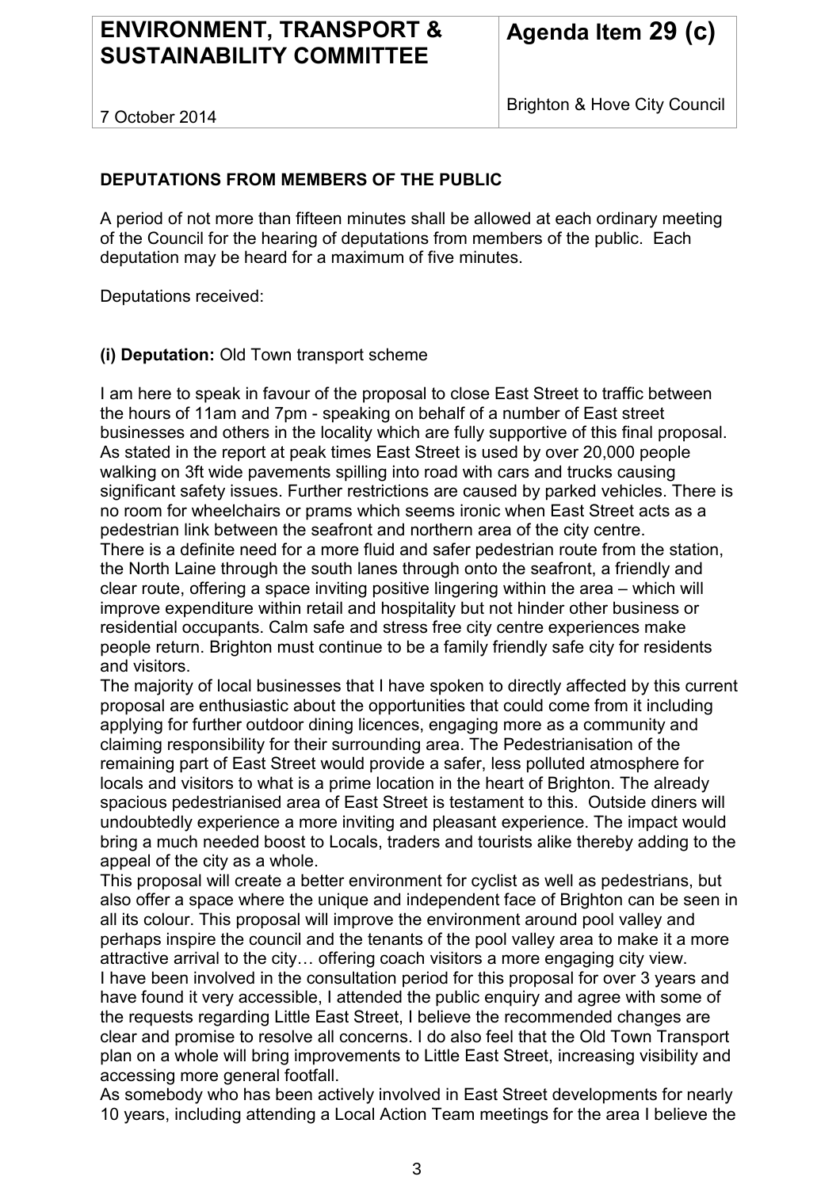| ENVIRONMENT, TRANSPORT & SUSTAINABILITY COMMITTEE | Agenda Item 29 (c) |
| --- | --- |
| 7 October 2014 | Brighton & Hove City Council |

**DEPUTATIONS FROM MEMBERS OF THE PUBLIC**

A period of not more than fifteen minutes shall be allowed at each ordinary meeting of the Council for the hearing of deputations from members of the public. Each deputation may be heard for a maximum of five minutes.

Deputations received:

**(i) Deputation:** Old Town transport scheme

I am here to speak in favour of the proposal to close East Street to traffic between the hours of 11am and 7pm - speaking on behalf of a number of East street businesses and others in the locality which are fully supportive of this final proposal. As stated in the report at peak times East Street is used by over 20,000 people walking on 3ft wide pavements spilling into road with cars and trucks causing significant safety issues. Further restrictions are caused by parked vehicles. There is no room for wheelchairs or prams which seems ironic when East Street acts as a pedestrian link between the seafront and northern area of the city centre.
There is a definite need for a more fluid and safer pedestrian route from the station, the North Laine through the south lanes through onto the seafront, a friendly and clear route, offering a space inviting positive lingering within the area – which will improve expenditure within retail and hospitality but not hinder other business or residential occupants. Calm safe and stress free city centre experiences make people return. Brighton must continue to be a family friendly safe city for residents and visitors.
The majority of local businesses that I have spoken to directly affected by this current proposal are enthusiastic about the opportunities that could come from it including applying for further outdoor dining licences, engaging more as a community and claiming responsibility for their surrounding area. The Pedestrianisation of the remaining part of East Street would provide a safer, less polluted atmosphere for locals and visitors to what is a prime location in the heart of Brighton. The already spacious pedestrianised area of East Street is testament to this. Outside diners will undoubtedly experience a more inviting and pleasant experience. The impact would bring a much needed boost to Locals, traders and tourists alike thereby adding to the appeal of the city as a whole.
This proposal will create a better environment for cyclist as well as pedestrians, but also offer a space where the unique and independent face of Brighton can be seen in all its colour. This proposal will improve the environment around pool valley and perhaps inspire the council and the tenants of the pool valley area to make it a more attractive arrival to the city… offering coach visitors a more engaging city view.
I have been involved in the consultation period for this proposal for over 3 years and have found it very accessible, I attended the public enquiry and agree with some of the requests regarding Little East Street, I believe the recommended changes are clear and promise to resolve all concerns. I do also feel that the Old Town Transport plan on a whole will bring improvements to Little East Street, increasing visibility and accessing more general footfall.
As somebody who has been actively involved in East Street developments for nearly 10 years, including attending a Local Action Team meetings for the area I believe the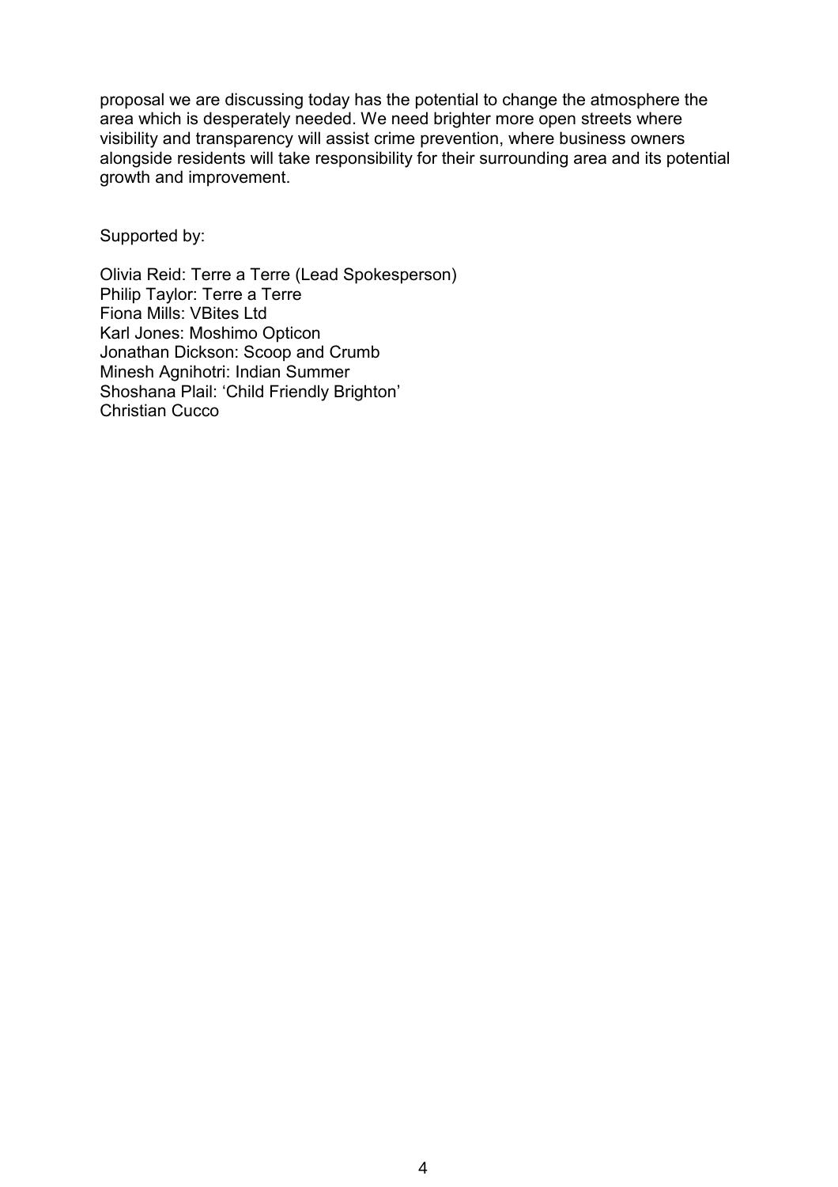proposal we are discussing today has the potential to change the atmosphere the area which is desperately needed. We need brighter more open streets where visibility and transparency will assist crime prevention, where business owners alongside residents will take responsibility for their surrounding area and its potential growth and improvement.

Supported by:

Olivia Reid: Terre a Terre (Lead Spokesperson)
Philip Taylor: Terre a Terre
Fiona Mills: VBites Ltd
Karl Jones: Moshimo Opticon
Jonathan Dickson: Scoop and Crumb
Minesh Agnihotri: Indian Summer
Shoshana Plail: 'Child Friendly Brighton'
Christian Cucco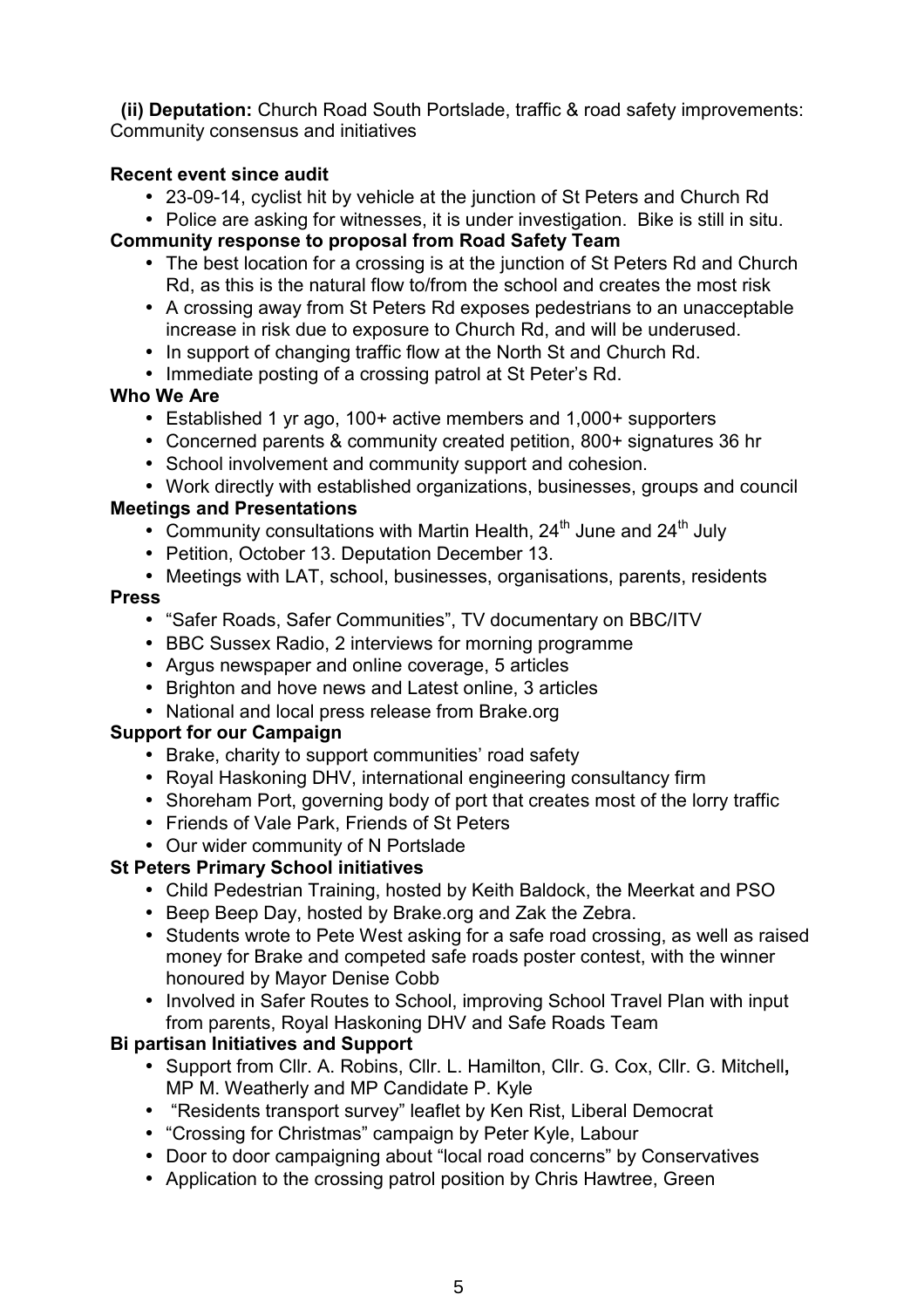**(ii) Deputation:** Church Road South Portslade, traffic & road safety improvements: Community consensus and initiatives

**Recent event since audit**

- 23-09-14, cyclist hit by vehicle at the junction of St Peters and Church Rd
- Police are asking for witnesses, it is under investigation. Bike is still in situ.

**Community response to proposal from Road Safety Team**

- The best location for a crossing is at the junction of St Peters Rd and Church Rd, as this is the natural flow to/from the school and creates the most risk
- A crossing away from St Peters Rd exposes pedestrians to an unacceptable increase in risk due to exposure to Church Rd, and will be underused.
- In support of changing traffic flow at the North St and Church Rd.
- Immediate posting of a crossing patrol at St Peter's Rd.

**Who We Are**

- Established 1 yr ago, 100+ active members and 1,000+ supporters
- Concerned parents & community created petition, 800+ signatures 36 hr
- School involvement and community support and cohesion.
- Work directly with established organizations, businesses, groups and council

**Meetings and Presentations**

- Community consultations with Martin Health, 24th June and 24th July
- Petition, October 13. Deputation December 13.
- Meetings with LAT, school, businesses, organisations, parents, residents

**Press**

- "Safer Roads, Safer Communities", TV documentary on BBC/ITV
- BBC Sussex Radio, 2 interviews for morning programme
- Argus newspaper and online coverage, 5 articles
- Brighton and hove news and Latest online, 3 articles
- National and local press release from Brake.org

**Support for our Campaign**

- Brake, charity to support communities' road safety
- Royal Haskoning DHV, international engineering consultancy firm
- Shoreham Port, governing body of port that creates most of the lorry traffic
- Friends of Vale Park, Friends of St Peters
- Our wider community of N Portslade

**St Peters Primary School initiatives**

- Child Pedestrian Training, hosted by Keith Baldock, the Meerkat and PSO
- Beep Beep Day, hosted by Brake.org and Zak the Zebra.
- Students wrote to Pete West asking for a safe road crossing, as well as raised money for Brake and competed safe roads poster contest, with the winner honoured by Mayor Denise Cobb
- Involved in Safer Routes to School, improving School Travel Plan with input from parents, Royal Haskoning DHV and Safe Roads Team

**Bi partisan Initiatives and Support**

- Support from Cllr. A. Robins, Cllr. L. Hamilton, Cllr. G. Cox, Cllr. G. Mitchell**,** MP M. Weatherly and MP Candidate P. Kyle
- "Residents transport survey" leaflet by Ken Rist, Liberal Democrat
- "Crossing for Christmas" campaign by Peter Kyle, Labour
- Door to door campaigning about "local road concerns" by Conservatives
- Application to the crossing patrol position by Chris Hawtree, Green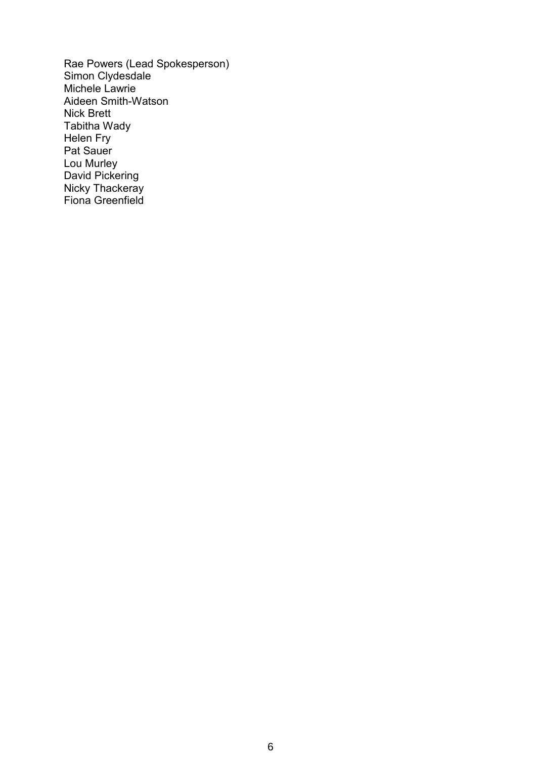Rae Powers (Lead Spokesperson)
Simon Clydesdale
Michele Lawrie
Aideen Smith-Watson
Nick Brett
Tabitha Wady
Helen Fry
Pat Sauer
Lou Murley
David Pickering
Nicky Thackeray
Fiona Greenfield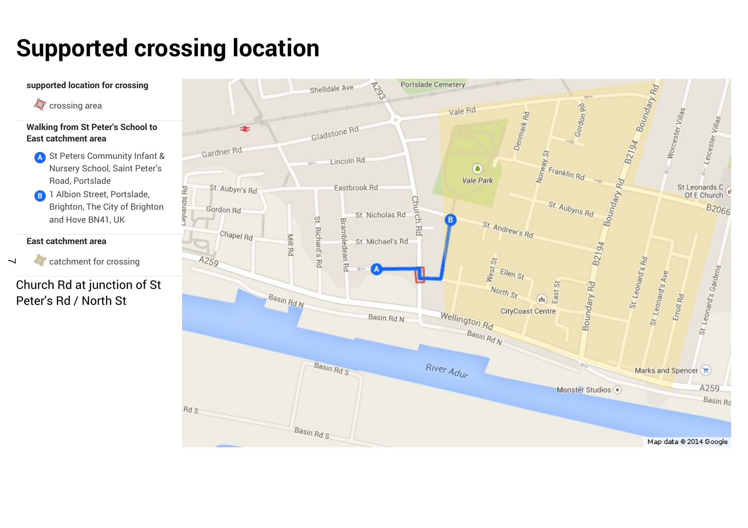# Supported crossing location

**supported location for crossing**

crossing area

**Walking from St Peter's School to East catchment area**

- **A** St Peters Community Infant & Nursery School, Saint Peter's Road, Portslade
- **B** 1 Albion Street, Portslade, Brighton, The City of Brighton and Hove BN41, UK

**East catchment area**

catchment for crossing

Church Rd at junction of St Peter's Rd / North St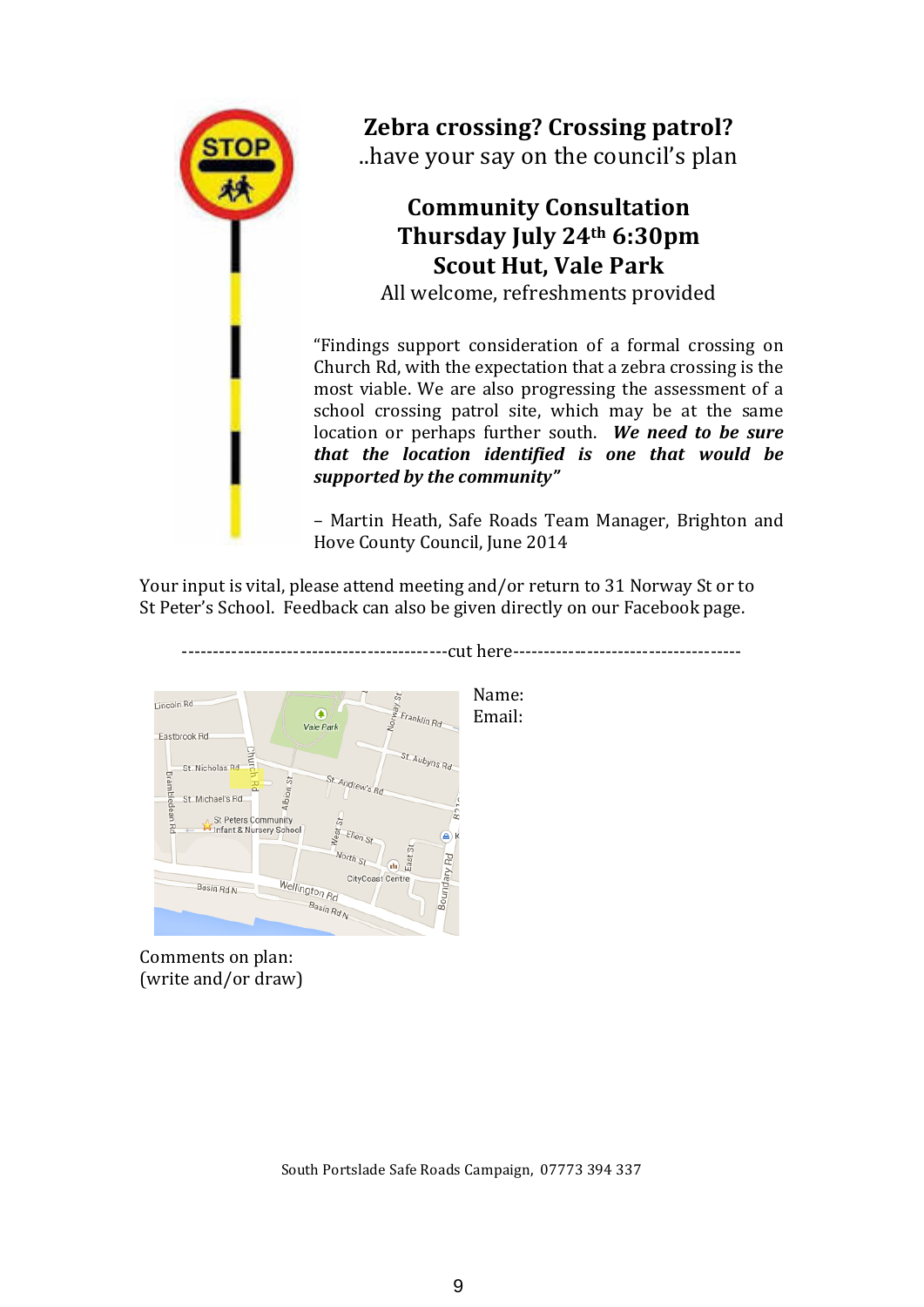# Zebra crossing? Crossing patrol?

..have your say on the council's plan

## Community Consultation
## Thursday July 24th 6:30pm
## Scout Hut, Vale Park

All welcome, refreshments provided

"Findings support consideration of a formal crossing on Church Rd, with the expectation that a zebra crossing is the most viable. We are also progressing the assessment of a school crossing patrol site, which may be at the same location or perhaps further south. ***We need to be sure that the location identified is one that would be supported by the community"***

– Martin Heath, Safe Roads Team Manager, Brighton and Hove County Council, June 2014

Your input is vital, please attend meeting and/or return to 31 Norway St or to St Peter's School. Feedback can also be given directly on our Facebook page.

------------------------------------------cut here------------------------------------

Name:

Email:

Comments on plan:
(write and/or draw)

South Portslade Safe Roads Campaign, 07773 394 337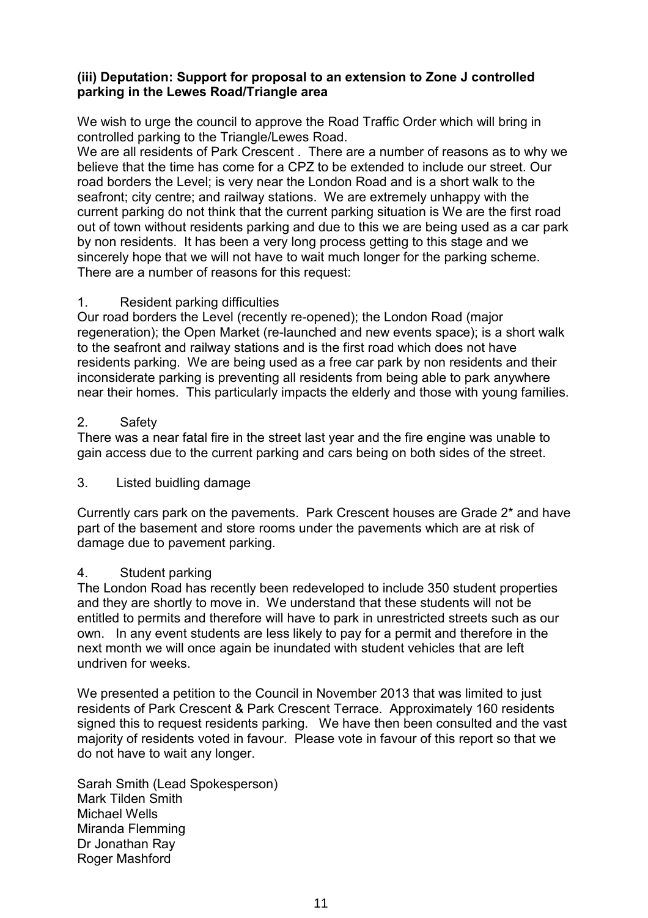**(iii) Deputation: Support for proposal to an extension to Zone J controlled parking in the Lewes Road/Triangle area**

We wish to urge the council to approve the Road Traffic Order which will bring in controlled parking to the Triangle/Lewes Road.
We are all residents of Park Crescent . There are a number of reasons as to why we believe that the time has come for a CPZ to be extended to include our street. Our road borders the Level; is very near the London Road and is a short walk to the seafront; city centre; and railway stations. We are extremely unhappy with the current parking do not think that the current parking situation is We are the first road out of town without residents parking and due to this we are being used as a car park by non residents. It has been a very long process getting to this stage and we sincerely hope that we will not have to wait much longer for the parking scheme. There are a number of reasons for this request:

1. Resident parking difficulties

Our road borders the Level (recently re-opened); the London Road (major regeneration); the Open Market (re-launched and new events space); is a short walk to the seafront and railway stations and is the first road which does not have residents parking. We are being used as a free car park by non residents and their inconsiderate parking is preventing all residents from being able to park anywhere near their homes. This particularly impacts the elderly and those with young families.

2. Safety

There was a near fatal fire in the street last year and the fire engine was unable to gain access due to the current parking and cars being on both sides of the street.

3. Listed buidling damage

Currently cars park on the pavements. Park Crescent houses are Grade 2* and have part of the basement and store rooms under the pavements which are at risk of damage due to pavement parking.

4. Student parking

The London Road has recently been redeveloped to include 350 student properties and they are shortly to move in. We understand that these students will not be entitled to permits and therefore will have to park in unrestricted streets such as our own. In any event students are less likely to pay for a permit and therefore in the next month we will once again be inundated with student vehicles that are left undriven for weeks.

We presented a petition to the Council in November 2013 that was limited to just residents of Park Crescent & Park Crescent Terrace. Approximately 160 residents signed this to request residents parking. We have then been consulted and the vast majority of residents voted in favour. Please vote in favour of this report so that we do not have to wait any longer.

Sarah Smith (Lead Spokesperson)
Mark Tilden Smith
Michael Wells
Miranda Flemming
Dr Jonathan Ray
Roger Mashford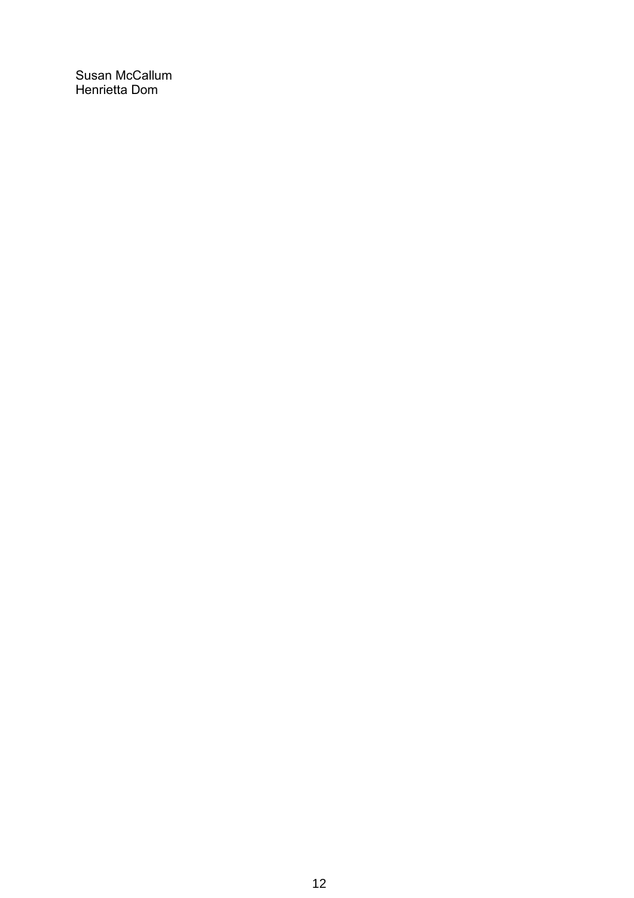Susan McCallum
Henrietta Dom